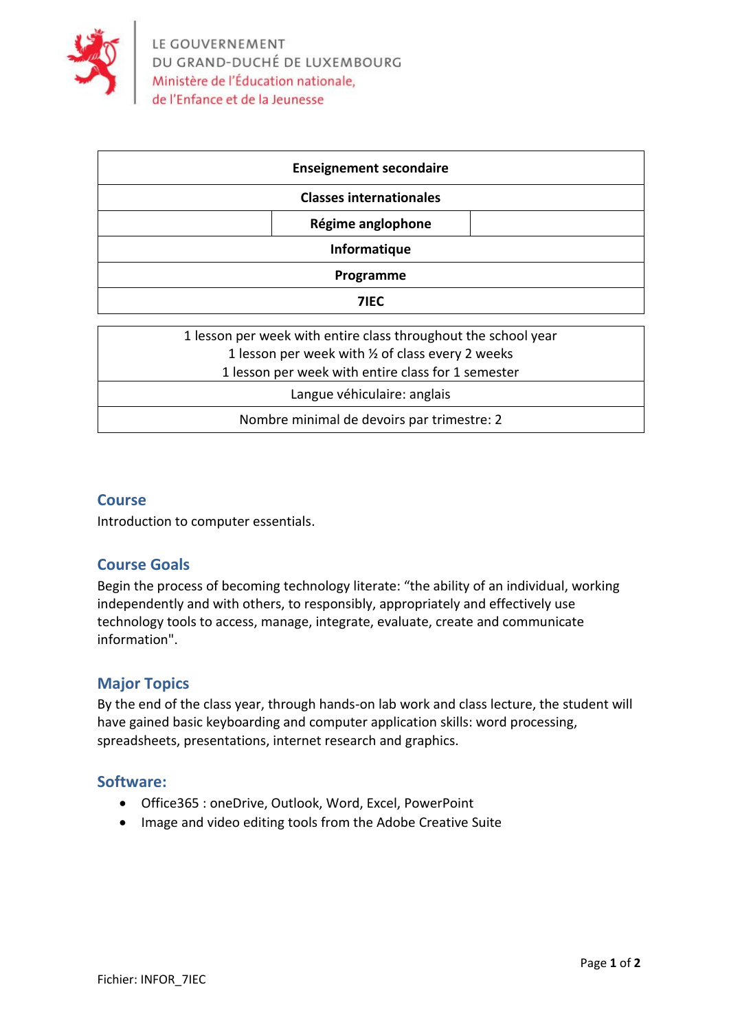LE GOUVERNEMENT
DU GRAND-DUCHÉ DE LUXEMBOURG
Ministère de l'Éducation nationale,
de l'Enfance et de la Jeunesse

| **Enseignement secondaire** |
| --- |
| **Classes internationales** |
| **Régime anglophone** |
| **Informatique** |
| **Programme** |
| **7IEC** |

| 1 lesson per week with entire class throughout the school year<br>1 lesson per week with ½ of class every 2 weeks<br>1 lesson per week with entire class for 1 semester |
| --- |
| Langue véhiculaire: anglais |
| Nombre minimal de devoirs par trimestre: 2 |

## Course

Introduction to computer essentials.

## Course Goals

Begin the process of becoming technology literate: "the ability of an individual, working independently and with others, to responsibly, appropriately and effectively use technology tools to access, manage, integrate, evaluate, create and communicate information".

## Major Topics

By the end of the class year, through hands-on lab work and class lecture, the student will have gained basic keyboarding and computer application skills: word processing, spreadsheets, presentations, internet research and graphics.

## Software:

- Office365 : oneDrive, Outlook, Word, Excel, PowerPoint
- Image and video editing tools from the Adobe Creative Suite

Fichier: INFOR_7IEC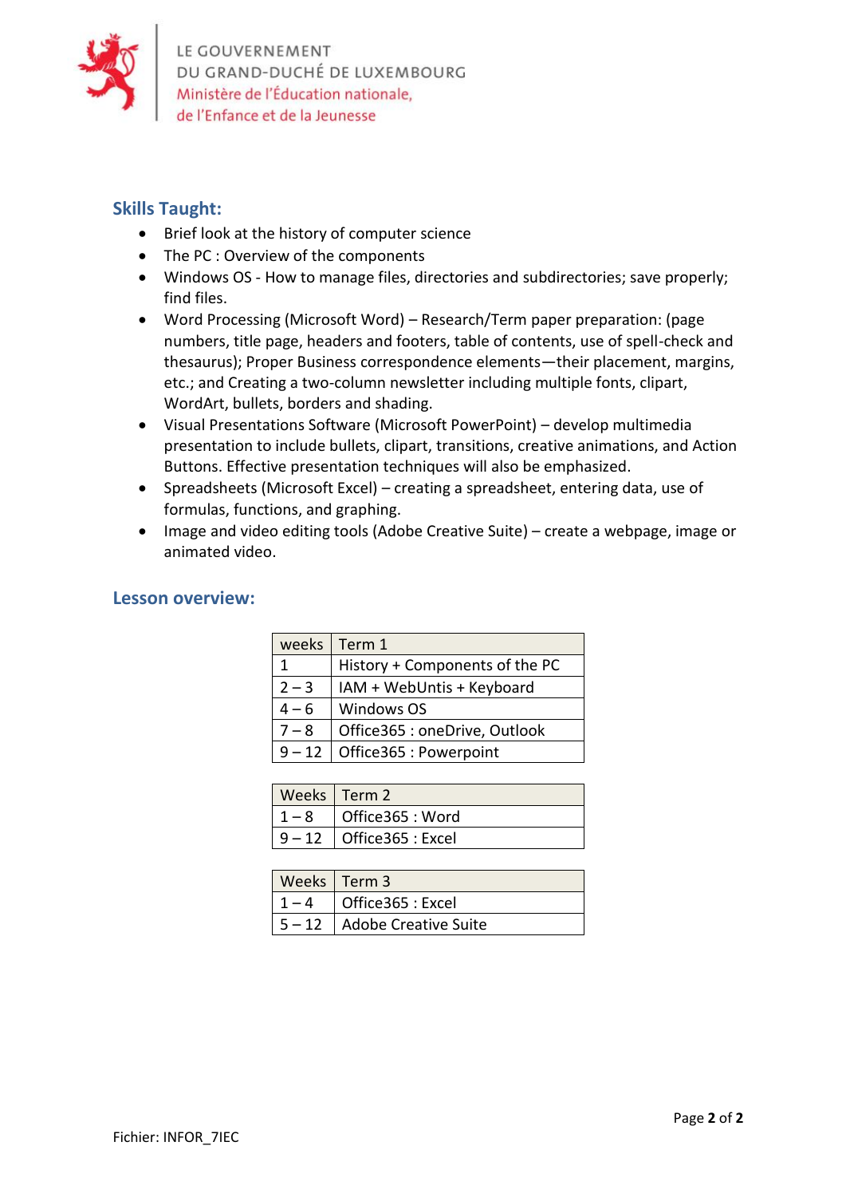## Skills Taught:

- Brief look at the history of computer science
- The PC : Overview of the components
- Windows OS - How to manage files, directories and subdirectories; save properly; find files.
- Word Processing (Microsoft Word) – Research/Term paper preparation: (page numbers, title page, headers and footers, table of contents, use of spell-check and thesaurus); Proper Business correspondence elements—their placement, margins, etc.; and Creating a two-column newsletter including multiple fonts, clipart, WordArt, bullets, borders and shading.
- Visual Presentations Software (Microsoft PowerPoint) – develop multimedia presentation to include bullets, clipart, transitions, creative animations, and Action Buttons. Effective presentation techniques will also be emphasized.
- Spreadsheets (Microsoft Excel) – creating a spreadsheet, entering data, use of formulas, functions, and graphing.
- Image and video editing tools (Adobe Creative Suite) – create a webpage, image or animated video.

## Lesson overview:

| weeks | Term 1 |
|---|---|
| 1 | History + Components of the PC |
| 2 – 3 | IAM + WebUntis + Keyboard |
| 4 – 6 | Windows OS |
| 7 – 8 | Office365 : oneDrive, Outlook |
| 9 – 12 | Office365 : Powerpoint |

| Weeks | Term 2 |
|---|---|
| 1 – 8 | Office365 : Word |
| 9 – 12 | Office365 : Excel |

| Weeks | Term 3 |
|---|---|
| 1 – 4 | Office365 : Excel |
| 5 – 12 | Adobe Creative Suite |

Fichier: INFOR_7IEC